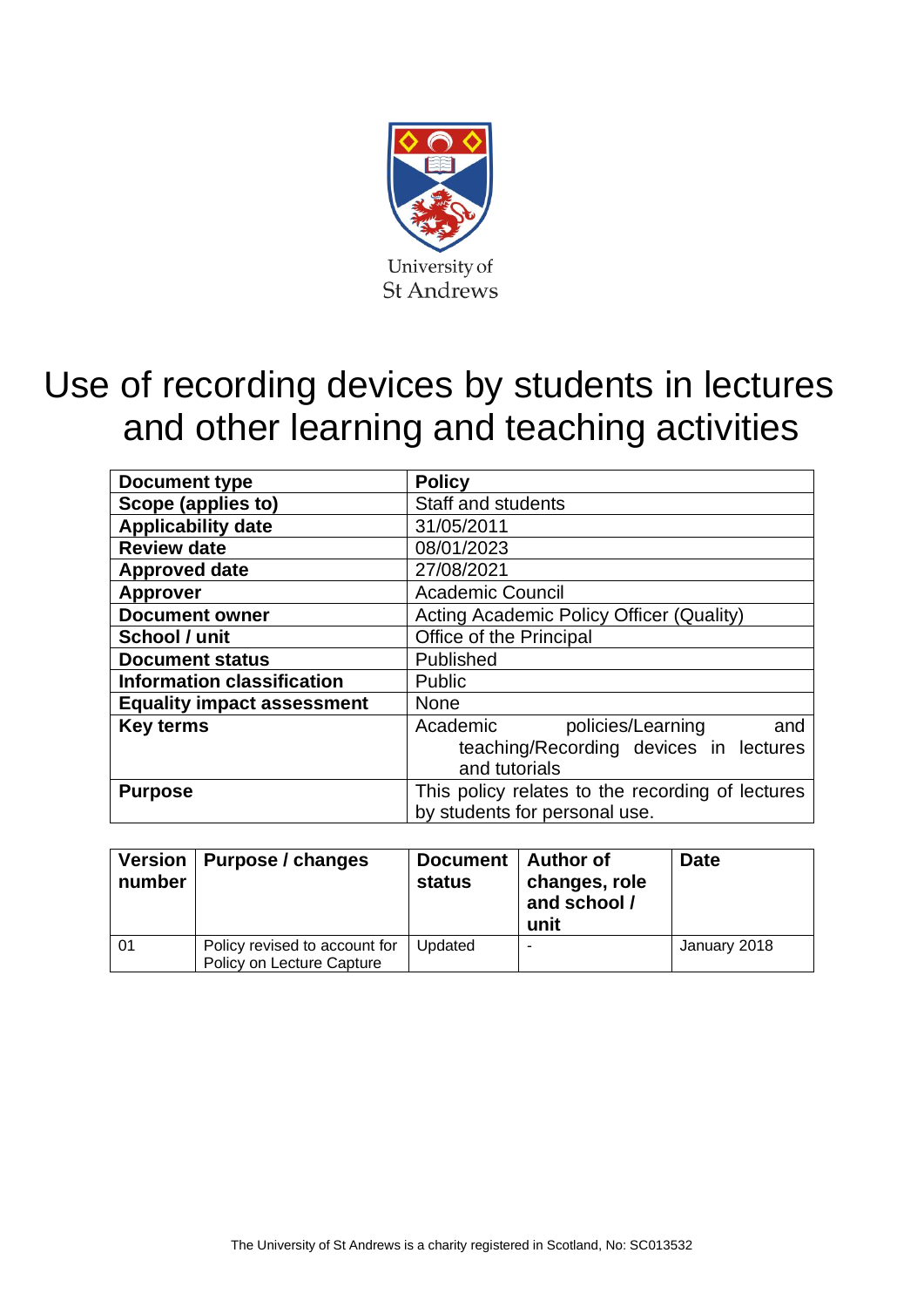University of St Andrews

# Use of recording devices by students in lectures and other learning and teaching activities

| **Document type** | **Policy** |
|---|---|
| **Scope (applies to)** | Staff and students |
| **Applicability date** | 31/05/2011 |
| **Review date** | 08/01/2023 |
| **Approved date** | 27/08/2021 |
| **Approver** | Academic Council |
| **Document owner** | Acting Academic Policy Officer (Quality) |
| **School / unit** | Office of the Principal |
| **Document status** | Published |
| **Information classification** | Public |
| **Equality impact assessment** | None |
| **Key terms** | Academic policies/Learning and teaching/Recording devices in lectures and tutorials |
| **Purpose** | This policy relates to the recording of lectures by students for personal use. |

| **Version number** | **Purpose / changes** | **Document status** | **Author of changes, role and school / unit** | **Date** |
|---|---|---|---|---|
| 01 | Policy revised to account for Policy on Lecture Capture | Updated | - | January 2018 |

The University of St Andrews is a charity registered in Scotland, No: SC013532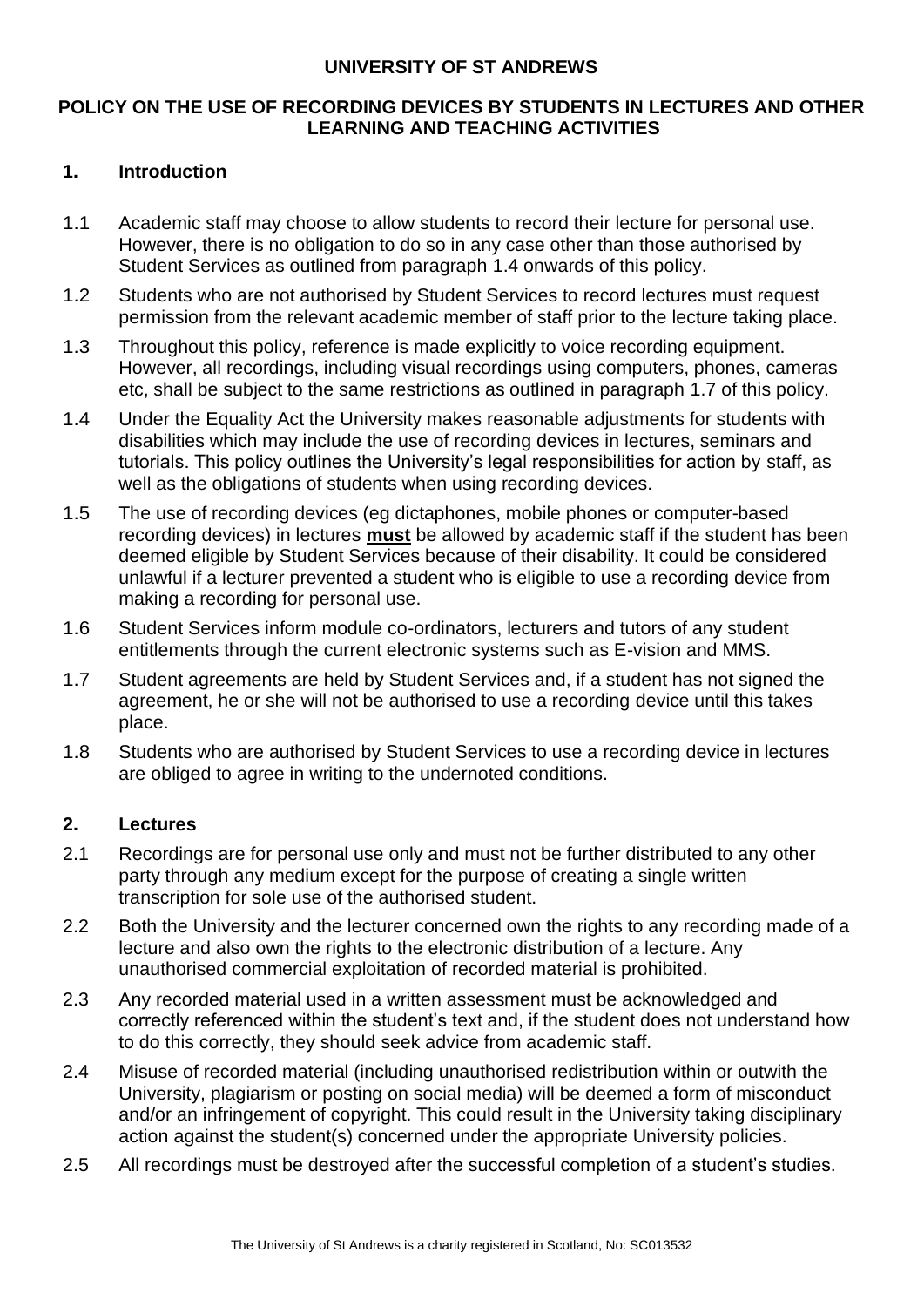**UNIVERSITY OF ST ANDREWS**

**POLICY ON THE USE OF RECORDING DEVICES BY STUDENTS IN LECTURES AND OTHER LEARNING AND TEACHING ACTIVITIES**

## 1. Introduction

1.1 Academic staff may choose to allow students to record their lecture for personal use. However, there is no obligation to do so in any case other than those authorised by Student Services as outlined from paragraph 1.4 onwards of this policy.

1.2 Students who are not authorised by Student Services to record lectures must request permission from the relevant academic member of staff prior to the lecture taking place.

1.3 Throughout this policy, reference is made explicitly to voice recording equipment. However, all recordings, including visual recordings using computers, phones, cameras etc, shall be subject to the same restrictions as outlined in paragraph 1.7 of this policy.

1.4 Under the Equality Act the University makes reasonable adjustments for students with disabilities which may include the use of recording devices in lectures, seminars and tutorials. This policy outlines the University's legal responsibilities for action by staff, as well as the obligations of students when using recording devices.

1.5 The use of recording devices (eg dictaphones, mobile phones or computer-based recording devices) in lectures **must** be allowed by academic staff if the student has been deemed eligible by Student Services because of their disability. It could be considered unlawful if a lecturer prevented a student who is eligible to use a recording device from making a recording for personal use.

1.6 Student Services inform module co-ordinators, lecturers and tutors of any student entitlements through the current electronic systems such as E-vision and MMS.

1.7 Student agreements are held by Student Services and, if a student has not signed the agreement, he or she will not be authorised to use a recording device until this takes place.

1.8 Students who are authorised by Student Services to use a recording device in lectures are obliged to agree in writing to the undernoted conditions.

## 2. Lectures

2.1 Recordings are for personal use only and must not be further distributed to any other party through any medium except for the purpose of creating a single written transcription for sole use of the authorised student.

2.2 Both the University and the lecturer concerned own the rights to any recording made of a lecture and also own the rights to the electronic distribution of a lecture. Any unauthorised commercial exploitation of recorded material is prohibited.

2.3 Any recorded material used in a written assessment must be acknowledged and correctly referenced within the student's text and, if the student does not understand how to do this correctly, they should seek advice from academic staff.

2.4 Misuse of recorded material (including unauthorised redistribution within or outwith the University, plagiarism or posting on social media) will be deemed a form of misconduct and/or an infringement of copyright. This could result in the University taking disciplinary action against the student(s) concerned under the appropriate University policies.

2.5 All recordings must be destroyed after the successful completion of a student's studies.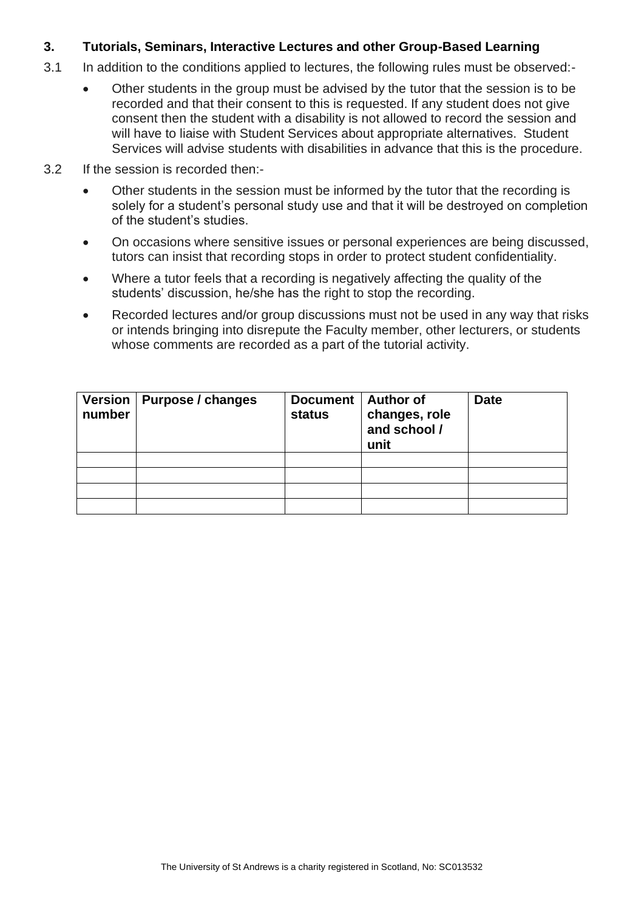## 3. Tutorials, Seminars, Interactive Lectures and other Group-Based Learning

3.1 In addition to the conditions applied to lectures, the following rules must be observed:-

- Other students in the group must be advised by the tutor that the session is to be recorded and that their consent to this is requested. If any student does not give consent then the student with a disability is not allowed to record the session and will have to liaise with Student Services about appropriate alternatives. Student Services will advise students with disabilities in advance that this is the procedure.

3.2 If the session is recorded then:-

- Other students in the session must be informed by the tutor that the recording is solely for a student's personal study use and that it will be destroyed on completion of the student's studies.
- On occasions where sensitive issues or personal experiences are being discussed, tutors can insist that recording stops in order to protect student confidentiality.
- Where a tutor feels that a recording is negatively affecting the quality of the students' discussion, he/she has the right to stop the recording.
- Recorded lectures and/or group discussions must not be used in any way that risks or intends bringing into disrepute the Faculty member, other lecturers, or students whose comments are recorded as a part of the tutorial activity.

| Version number | Purpose / changes | Document status | Author of changes, role and school / unit | Date |
|---|---|---|---|---|
| | | | | |
| | | | | |
| | | | | |
| | | | | |

The University of St Andrews is a charity registered in Scotland, No: SC013532